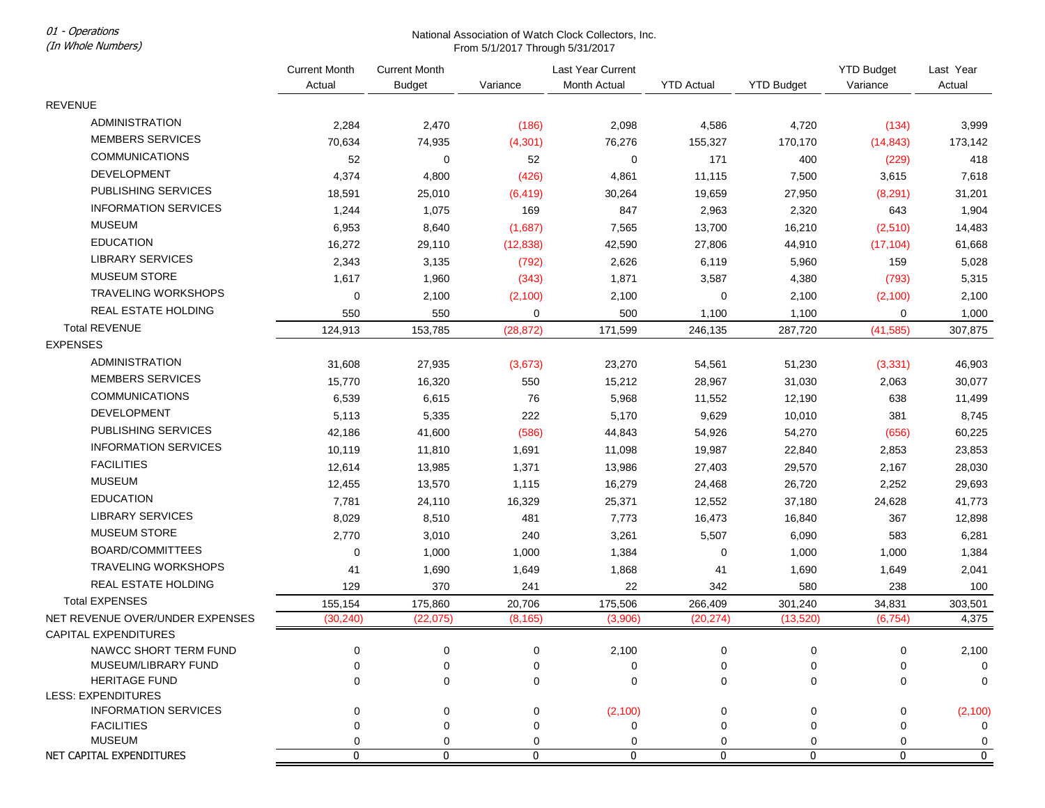*01 - Operations*
*(In Whole Numbers)*

National Association of Watch Clock Collectors, Inc.
From 5/1/2017 Through 5/31/2017

| | Current Month Actual | Current Month Budget | Variance | Last Year Current Month Actual | YTD Actual | YTD Budget | YTD Budget Variance | Last Year Actual |
|---|---|---|---|---|---|---|---|---|
| REVENUE | | | | | | | | |
| ADMINISTRATION | 2,284 | 2,470 | (186) | 2,098 | 4,586 | 4,720 | (134) | 3,999 |
| MEMBERS SERVICES | 70,634 | 74,935 | (4,301) | 76,276 | 155,327 | 170,170 | (14,843) | 173,142 |
| COMMUNICATIONS | 52 | 0 | 52 | 0 | 171 | 400 | (229) | 418 |
| DEVELOPMENT | 4,374 | 4,800 | (426) | 4,861 | 11,115 | 7,500 | 3,615 | 7,618 |
| PUBLISHING SERVICES | 18,591 | 25,010 | (6,419) | 30,264 | 19,659 | 27,950 | (8,291) | 31,201 |
| INFORMATION SERVICES | 1,244 | 1,075 | 169 | 847 | 2,963 | 2,320 | 643 | 1,904 |
| MUSEUM | 6,953 | 8,640 | (1,687) | 7,565 | 13,700 | 16,210 | (2,510) | 14,483 |
| EDUCATION | 16,272 | 29,110 | (12,838) | 42,590 | 27,806 | 44,910 | (17,104) | 61,668 |
| LIBRARY SERVICES | 2,343 | 3,135 | (792) | 2,626 | 6,119 | 5,960 | 159 | 5,028 |
| MUSEUM STORE | 1,617 | 1,960 | (343) | 1,871 | 3,587 | 4,380 | (793) | 5,315 |
| TRAVELING WORKSHOPS | 0 | 2,100 | (2,100) | 2,100 | 0 | 2,100 | (2,100) | 2,100 |
| REAL ESTATE HOLDING | 550 | 550 | 0 | 500 | 1,100 | 1,100 | 0 | 1,000 |
| Total REVENUE | 124,913 | 153,785 | (28,872) | 171,599 | 246,135 | 287,720 | (41,585) | 307,875 |
| EXPENSES | | | | | | | | |
| ADMINISTRATION | 31,608 | 27,935 | (3,673) | 23,270 | 54,561 | 51,230 | (3,331) | 46,903 |
| MEMBERS SERVICES | 15,770 | 16,320 | 550 | 15,212 | 28,967 | 31,030 | 2,063 | 30,077 |
| COMMUNICATIONS | 6,539 | 6,615 | 76 | 5,968 | 11,552 | 12,190 | 638 | 11,499 |
| DEVELOPMENT | 5,113 | 5,335 | 222 | 5,170 | 9,629 | 10,010 | 381 | 8,745 |
| PUBLISHING SERVICES | 42,186 | 41,600 | (586) | 44,843 | 54,926 | 54,270 | (656) | 60,225 |
| INFORMATION SERVICES | 10,119 | 11,810 | 1,691 | 11,098 | 19,987 | 22,840 | 2,853 | 23,853 |
| FACILITIES | 12,614 | 13,985 | 1,371 | 13,986 | 27,403 | 29,570 | 2,167 | 28,030 |
| MUSEUM | 12,455 | 13,570 | 1,115 | 16,279 | 24,468 | 26,720 | 2,252 | 29,693 |
| EDUCATION | 7,781 | 24,110 | 16,329 | 25,371 | 12,552 | 37,180 | 24,628 | 41,773 |
| LIBRARY SERVICES | 8,029 | 8,510 | 481 | 7,773 | 16,473 | 16,840 | 367 | 12,898 |
| MUSEUM STORE | 2,770 | 3,010 | 240 | 3,261 | 5,507 | 6,090 | 583 | 6,281 |
| BOARD/COMMITTEES | 0 | 1,000 | 1,000 | 1,384 | 0 | 1,000 | 1,000 | 1,384 |
| TRAVELING WORKSHOPS | 41 | 1,690 | 1,649 | 1,868 | 41 | 1,690 | 1,649 | 2,041 |
| REAL ESTATE HOLDING | 129 | 370 | 241 | 22 | 342 | 580 | 238 | 100 |
| Total EXPENSES | 155,154 | 175,860 | 20,706 | 175,506 | 266,409 | 301,240 | 34,831 | 303,501 |
| NET REVENUE OVER/UNDER EXPENSES | (30,240) | (22,075) | (8,165) | (3,906) | (20,274) | (13,520) | (6,754) | 4,375 |
| CAPITAL EXPENDITURES | | | | | | | | |
| NAWCC SHORT TERM FUND | 0 | 0 | 0 | 2,100 | 0 | 0 | 0 | 2,100 |
| MUSEUM/LIBRARY FUND | 0 | 0 | 0 | 0 | 0 | 0 | 0 | 0 |
| HERITAGE FUND | 0 | 0 | 0 | 0 | 0 | 0 | 0 | 0 |
| LESS: EXPENDITURES | | | | | | | | |
| INFORMATION SERVICES | 0 | 0 | 0 | (2,100) | 0 | 0 | 0 | (2,100) |
| FACILITIES | 0 | 0 | 0 | 0 | 0 | 0 | 0 | 0 |
| MUSEUM | 0 | 0 | 0 | 0 | 0 | 0 | 0 | 0 |
| NET CAPITAL EXPENDITURES | 0 | 0 | 0 | 0 | 0 | 0 | 0 | 0 |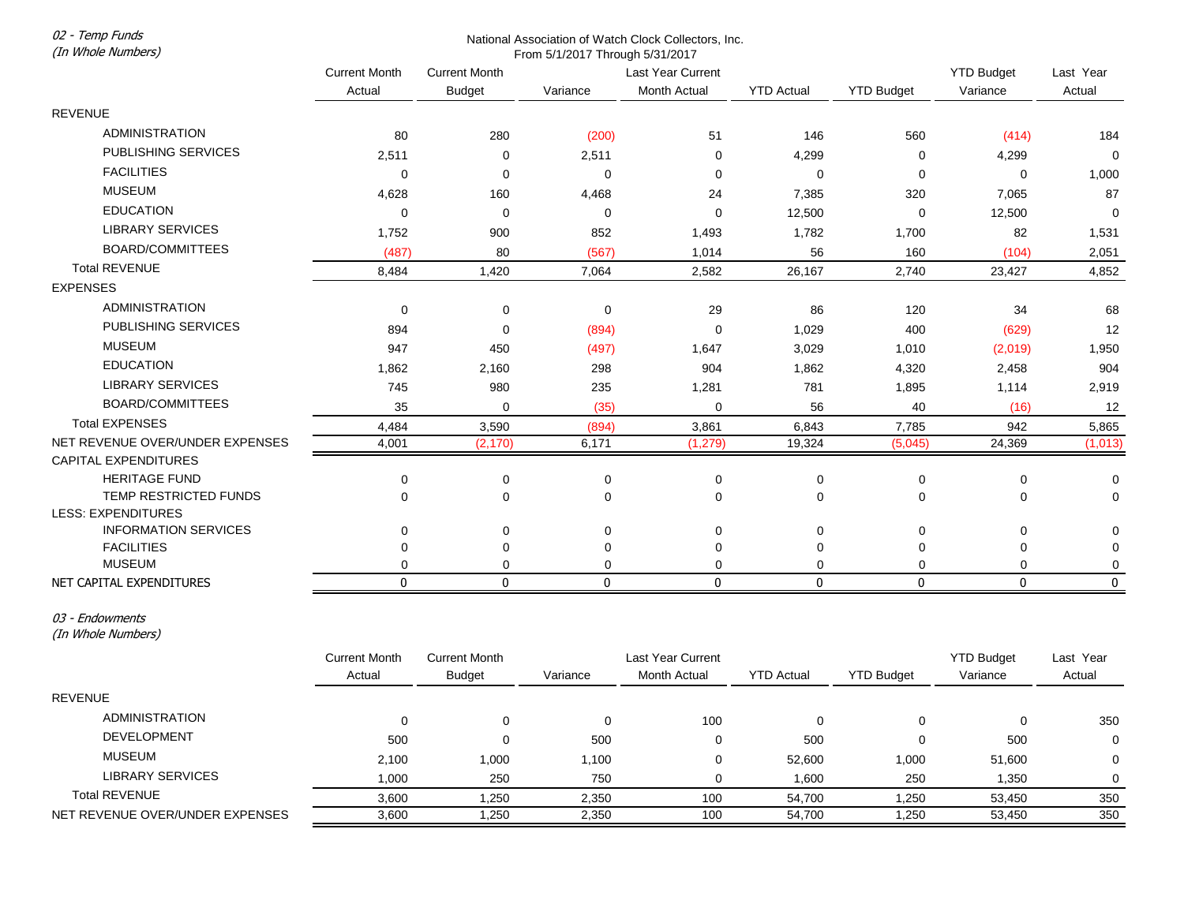*02 - Temp Funds*
*(In Whole Numbers)*

National Association of Watch Clock Collectors, Inc.
From 5/1/2017 Through 5/31/2017

| | Current Month Actual | Current Month Budget | Variance | Last Year Current Month Actual | YTD Actual | YTD Budget | YTD Budget Variance | Last Year Actual |
|---|---|---|---|---|---|---|---|---|
| REVENUE | | | | | | | | |
| ADMINISTRATION | 80 | 280 | (200) | 51 | 146 | 560 | (414) | 184 |
| PUBLISHING SERVICES | 2,511 | 0 | 2,511 | 0 | 4,299 | 0 | 4,299 | 0 |
| FACILITIES | 0 | 0 | 0 | 0 | 0 | 0 | 0 | 1,000 |
| MUSEUM | 4,628 | 160 | 4,468 | 24 | 7,385 | 320 | 7,065 | 87 |
| EDUCATION | 0 | 0 | 0 | 0 | 12,500 | 0 | 12,500 | 0 |
| LIBRARY SERVICES | 1,752 | 900 | 852 | 1,493 | 1,782 | 1,700 | 82 | 1,531 |
| BOARD/COMMITTEES | (487) | 80 | (567) | 1,014 | 56 | 160 | (104) | 2,051 |
| Total REVENUE | 8,484 | 1,420 | 7,064 | 2,582 | 26,167 | 2,740 | 23,427 | 4,852 |
| EXPENSES | | | | | | | | |
| ADMINISTRATION | 0 | 0 | 0 | 29 | 86 | 120 | 34 | 68 |
| PUBLISHING SERVICES | 894 | 0 | (894) | 0 | 1,029 | 400 | (629) | 12 |
| MUSEUM | 947 | 450 | (497) | 1,647 | 3,029 | 1,010 | (2,019) | 1,950 |
| EDUCATION | 1,862 | 2,160 | 298 | 904 | 1,862 | 4,320 | 2,458 | 904 |
| LIBRARY SERVICES | 745 | 980 | 235 | 1,281 | 781 | 1,895 | 1,114 | 2,919 |
| BOARD/COMMITTEES | 35 | 0 | (35) | 0 | 56 | 40 | (16) | 12 |
| Total EXPENSES | 4,484 | 3,590 | (894) | 3,861 | 6,843 | 7,785 | 942 | 5,865 |
| NET REVENUE OVER/UNDER EXPENSES | 4,001 | (2,170) | 6,171 | (1,279) | 19,324 | (5,045) | 24,369 | (1,013) |
| CAPITAL EXPENDITURES | | | | | | | | |
| HERITAGE FUND | 0 | 0 | 0 | 0 | 0 | 0 | 0 | 0 |
| TEMP RESTRICTED FUNDS | 0 | 0 | 0 | 0 | 0 | 0 | 0 | 0 |
| LESS: EXPENDITURES | | | | | | | | |
| INFORMATION SERVICES | 0 | 0 | 0 | 0 | 0 | 0 | 0 | 0 |
| FACILITIES | 0 | 0 | 0 | 0 | 0 | 0 | 0 | 0 |
| MUSEUM | 0 | 0 | 0 | 0 | 0 | 0 | 0 | 0 |
| NET CAPITAL EXPENDITURES | 0 | 0 | 0 | 0 | 0 | 0 | 0 | 0 |

*03 - Endowments*
*(In Whole Numbers)*

| | Current Month Actual | Current Month Budget | Variance | Last Year Current Month Actual | YTD Actual | YTD Budget | YTD Budget Variance | Last Year Actual |
|---|---|---|---|---|---|---|---|---|
| REVENUE | | | | | | | | |
| ADMINISTRATION | 0 | 0 | 0 | 100 | 0 | 0 | 0 | 350 |
| DEVELOPMENT | 500 | 0 | 500 | 0 | 500 | 0 | 500 | 0 |
| MUSEUM | 2,100 | 1,000 | 1,100 | 0 | 52,600 | 1,000 | 51,600 | 0 |
| LIBRARY SERVICES | 1,000 | 250 | 750 | 0 | 1,600 | 250 | 1,350 | 0 |
| Total REVENUE | 3,600 | 1,250 | 2,350 | 100 | 54,700 | 1,250 | 53,450 | 350 |
| NET REVENUE OVER/UNDER EXPENSES | 3,600 | 1,250 | 2,350 | 100 | 54,700 | 1,250 | 53,450 | 350 |